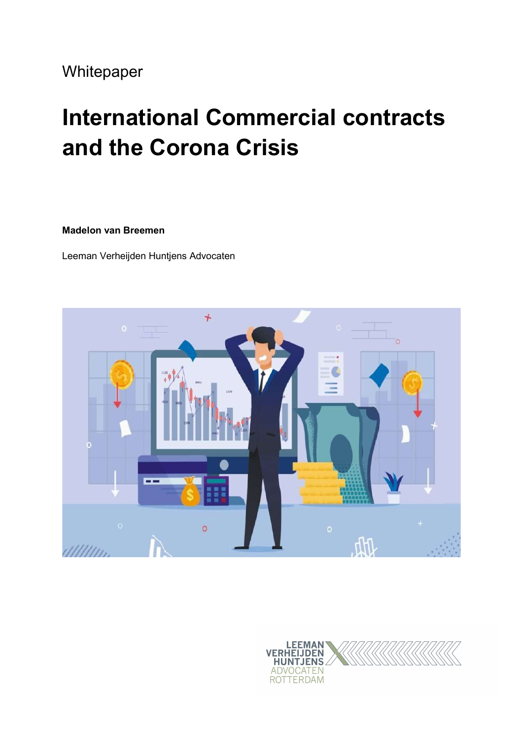Whitepaper

# International Commercial contracts and the Corona Crisis

**Madelon van Breemen**

Leeman Verheijden Huntjens Advocaten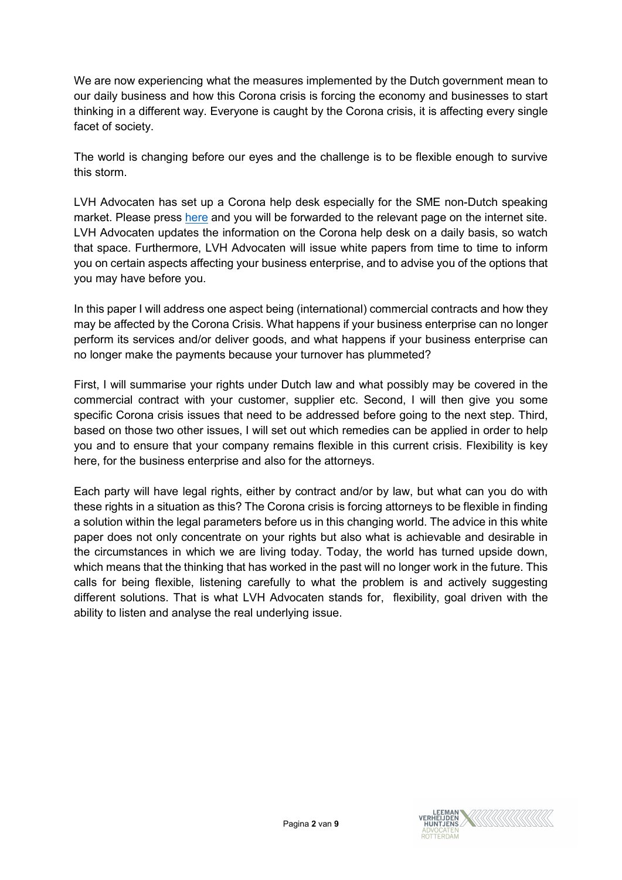We are now experiencing what the measures implemented by the Dutch government mean to our daily business and how this Corona crisis is forcing the economy and businesses to start thinking in a different way. Everyone is caught by the Corona crisis, it is affecting every single facet of society.

The world is changing before our eyes and the challenge is to be flexible enough to survive this storm.

LVH Advocaten has set up a Corona help desk especially for the SME non-Dutch speaking market. Please press here and you will be forwarded to the relevant page on the internet site. LVH Advocaten updates the information on the Corona help desk on a daily basis, so watch that space. Furthermore, LVH Advocaten will issue white papers from time to time to inform you on certain aspects affecting your business enterprise, and to advise you of the options that you may have before you.

In this paper I will address one aspect being (international) commercial contracts and how they may be affected by the Corona Crisis. What happens if your business enterprise can no longer perform its services and/or deliver goods, and what happens if your business enterprise can no longer make the payments because your turnover has plummeted?

First, I will summarise your rights under Dutch law and what possibly may be covered in the commercial contract with your customer, supplier etc. Second, I will then give you some specific Corona crisis issues that need to be addressed before going to the next step. Third, based on those two other issues, I will set out which remedies can be applied in order to help you and to ensure that your company remains flexible in this current crisis. Flexibility is key here, for the business enterprise and also for the attorneys.

Each party will have legal rights, either by contract and/or by law, but what can you do with these rights in a situation as this? The Corona crisis is forcing attorneys to be flexible in finding a solution within the legal parameters before us in this changing world. The advice in this white paper does not only concentrate on your rights but also what is achievable and desirable in the circumstances in which we are living today. Today, the world has turned upside down, which means that the thinking that has worked in the past will no longer work in the future. This calls for being flexible, listening carefully to what the problem is and actively suggesting different solutions. That is what LVH Advocaten stands for, flexibility, goal driven with the ability to listen and analyse the real underlying issue.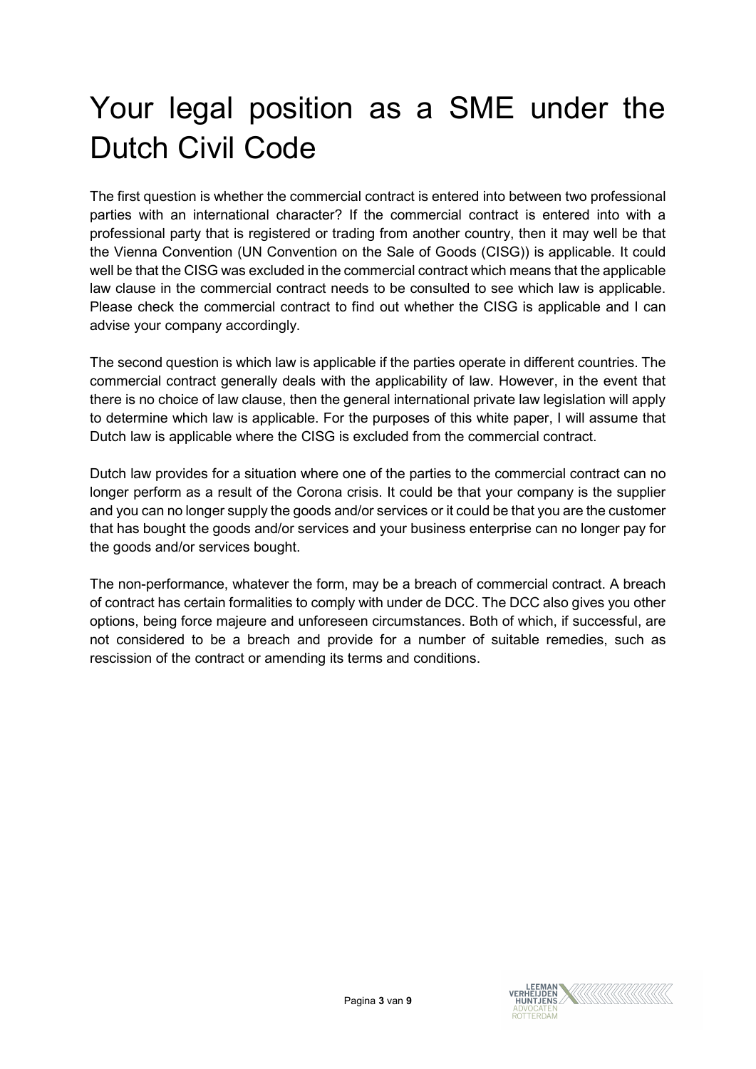# Your legal position as a SME under the Dutch Civil Code

The first question is whether the commercial contract is entered into between two professional parties with an international character? If the commercial contract is entered into with a professional party that is registered or trading from another country, then it may well be that the Vienna Convention (UN Convention on the Sale of Goods (CISG)) is applicable. It could well be that the CISG was excluded in the commercial contract which means that the applicable law clause in the commercial contract needs to be consulted to see which law is applicable. Please check the commercial contract to find out whether the CISG is applicable and I can advise your company accordingly.

The second question is which law is applicable if the parties operate in different countries. The commercial contract generally deals with the applicability of law. However, in the event that there is no choice of law clause, then the general international private law legislation will apply to determine which law is applicable. For the purposes of this white paper, I will assume that Dutch law is applicable where the CISG is excluded from the commercial contract.

Dutch law provides for a situation where one of the parties to the commercial contract can no longer perform as a result of the Corona crisis. It could be that your company is the supplier and you can no longer supply the goods and/or services or it could be that you are the customer that has bought the goods and/or services and your business enterprise can no longer pay for the goods and/or services bought.

The non-performance, whatever the form, may be a breach of commercial contract. A breach of contract has certain formalities to comply with under de DCC. The DCC also gives you other options, being force majeure and unforeseen circumstances. Both of which, if successful, are not considered to be a breach and provide for a number of suitable remedies, such as rescission of the contract or amending its terms and conditions.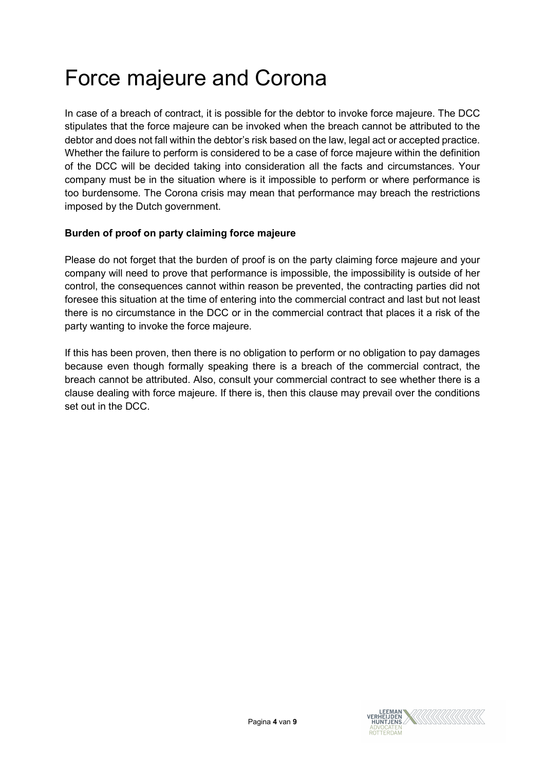# Force majeure and Corona

In case of a breach of contract, it is possible for the debtor to invoke force majeure. The DCC stipulates that the force majeure can be invoked when the breach cannot be attributed to the debtor and does not fall within the debtor's risk based on the law, legal act or accepted practice. Whether the failure to perform is considered to be a case of force majeure within the definition of the DCC will be decided taking into consideration all the facts and circumstances. Your company must be in the situation where is it impossible to perform or where performance is too burdensome. The Corona crisis may mean that performance may breach the restrictions imposed by the Dutch government.

**Burden of proof on party claiming force majeure**

Please do not forget that the burden of proof is on the party claiming force majeure and your company will need to prove that performance is impossible, the impossibility is outside of her control, the consequences cannot within reason be prevented, the contracting parties did not foresee this situation at the time of entering into the commercial contract and last but not least there is no circumstance in the DCC or in the commercial contract that places it a risk of the party wanting to invoke the force majeure.

If this has been proven, then there is no obligation to perform or no obligation to pay damages because even though formally speaking there is a breach of the commercial contract, the breach cannot be attributed. Also, consult your commercial contract to see whether there is a clause dealing with force majeure. If there is, then this clause may prevail over the conditions set out in the DCC.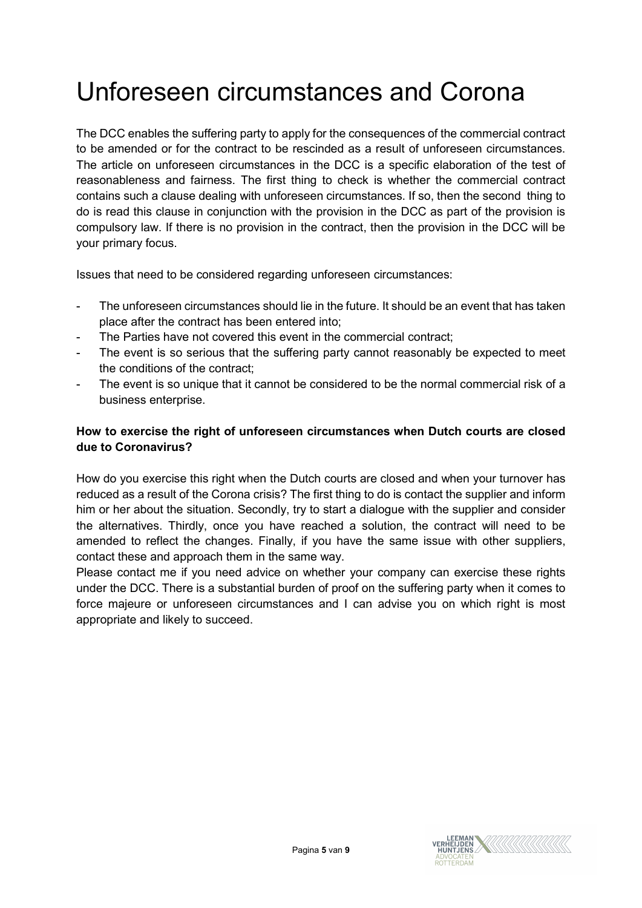# Unforeseen circumstances and Corona

The DCC enables the suffering party to apply for the consequences of the commercial contract to be amended or for the contract to be rescinded as a result of unforeseen circumstances. The article on unforeseen circumstances in the DCC is a specific elaboration of the test of reasonableness and fairness. The first thing to check is whether the commercial contract contains such a clause dealing with unforeseen circumstances. If so, then the second thing to do is read this clause in conjunction with the provision in the DCC as part of the provision is compulsory law. If there is no provision in the contract, then the provision in the DCC will be your primary focus.

Issues that need to be considered regarding unforeseen circumstances:

- The unforeseen circumstances should lie in the future. It should be an event that has taken place after the contract has been entered into;
- The Parties have not covered this event in the commercial contract;
- The event is so serious that the suffering party cannot reasonably be expected to meet the conditions of the contract;
- The event is so unique that it cannot be considered to be the normal commercial risk of a business enterprise.

**How to exercise the right of unforeseen circumstances when Dutch courts are closed due to Coronavirus?**

How do you exercise this right when the Dutch courts are closed and when your turnover has reduced as a result of the Corona crisis? The first thing to do is contact the supplier and inform him or her about the situation. Secondly, try to start a dialogue with the supplier and consider the alternatives. Thirdly, once you have reached a solution, the contract will need to be amended to reflect the changes. Finally, if you have the same issue with other suppliers, contact these and approach them in the same way.

Please contact me if you need advice on whether your company can exercise these rights under the DCC. There is a substantial burden of proof on the suffering party when it comes to force majeure or unforeseen circumstances and I can advise you on which right is most appropriate and likely to succeed.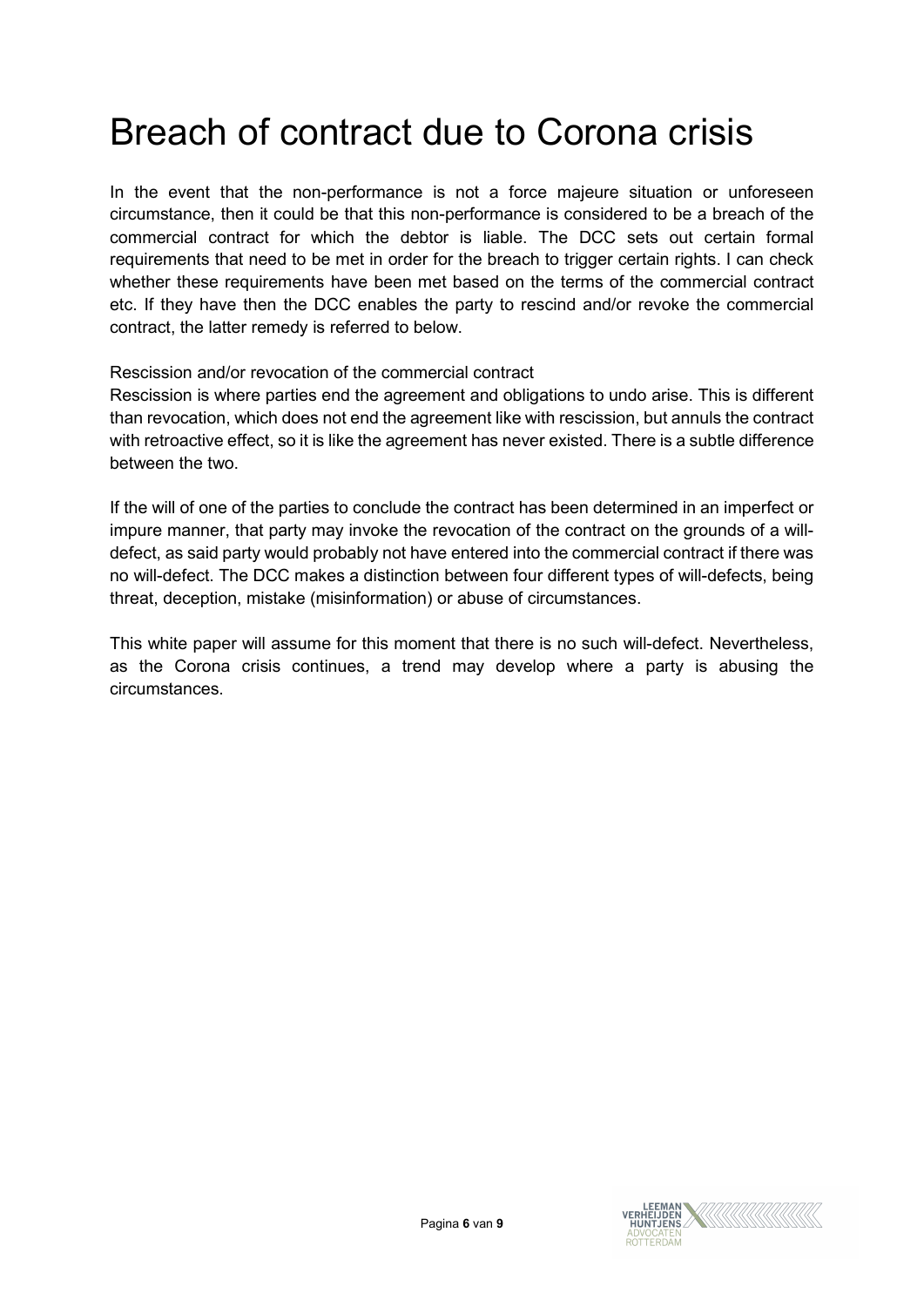# Breach of contract due to Corona crisis

In the event that the non-performance is not a force majeure situation or unforeseen circumstance, then it could be that this non-performance is considered to be a breach of the commercial contract for which the debtor is liable. The DCC sets out certain formal requirements that need to be met in order for the breach to trigger certain rights. I can check whether these requirements have been met based on the terms of the commercial contract etc. If they have then the DCC enables the party to rescind and/or revoke the commercial contract, the latter remedy is referred to below.

Rescission and/or revocation of the commercial contract

Rescission is where parties end the agreement and obligations to undo arise. This is different than revocation, which does not end the agreement like with rescission, but annuls the contract with retroactive effect, so it is like the agreement has never existed. There is a subtle difference between the two.

If the will of one of the parties to conclude the contract has been determined in an imperfect or impure manner, that party may invoke the revocation of the contract on the grounds of a will-defect, as said party would probably not have entered into the commercial contract if there was no will-defect. The DCC makes a distinction between four different types of will-defects, being threat, deception, mistake (misinformation) or abuse of circumstances.

This white paper will assume for this moment that there is no such will-defect. Nevertheless, as the Corona crisis continues, a trend may develop where a party is abusing the circumstances.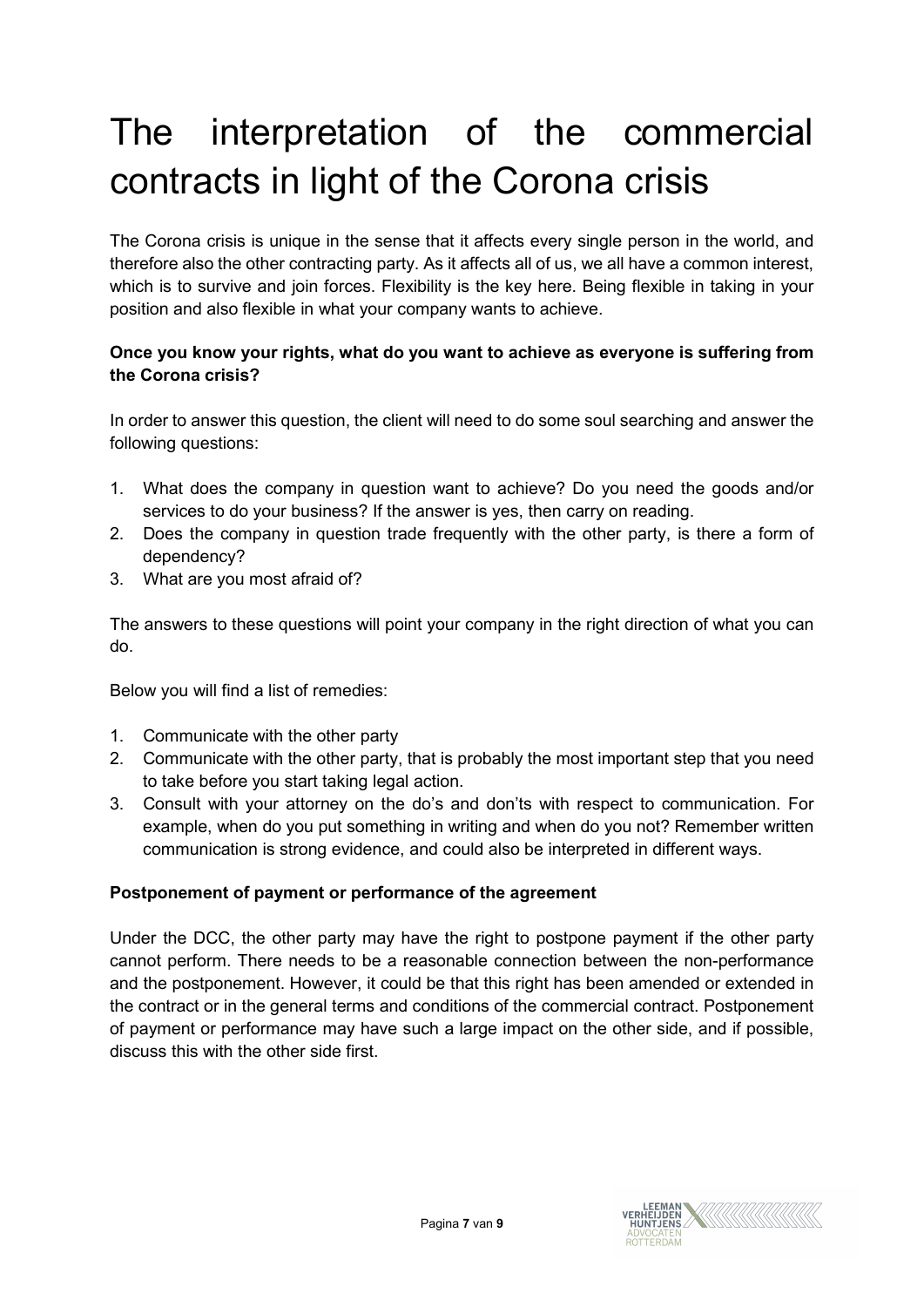# The interpretation of the commercial contracts in light of the Corona crisis

The Corona crisis is unique in the sense that it affects every single person in the world, and therefore also the other contracting party. As it affects all of us, we all have a common interest, which is to survive and join forces. Flexibility is the key here. Being flexible in taking in your position and also flexible in what your company wants to achieve.

**Once you know your rights, what do you want to achieve as everyone is suffering from the Corona crisis?**

In order to answer this question, the client will need to do some soul searching and answer the following questions:

1. What does the company in question want to achieve? Do you need the goods and/or services to do your business? If the answer is yes, then carry on reading.
2. Does the company in question trade frequently with the other party, is there a form of dependency?
3. What are you most afraid of?

The answers to these questions will point your company in the right direction of what you can do.

Below you will find a list of remedies:

1. Communicate with the other party
2. Communicate with the other party, that is probably the most important step that you need to take before you start taking legal action.
3. Consult with your attorney on the do's and don'ts with respect to communication. For example, when do you put something in writing and when do you not? Remember written communication is strong evidence, and could also be interpreted in different ways.

**Postponement of payment or performance of the agreement**

Under the DCC, the other party may have the right to postpone payment if the other party cannot perform. There needs to be a reasonable connection between the non-performance and the postponement. However, it could be that this right has been amended or extended in the contract or in the general terms and conditions of the commercial contract. Postponement of payment or performance may have such a large impact on the other side, and if possible, discuss this with the other side first.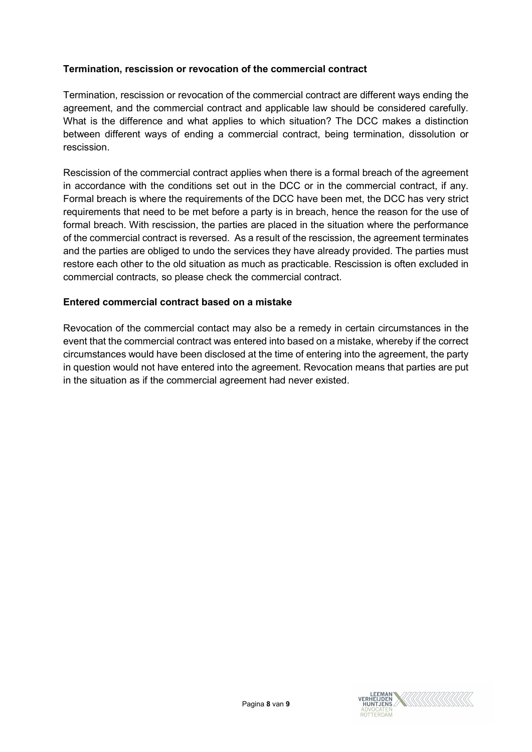**Termination, rescission or revocation of the commercial contract**

Termination, rescission or revocation of the commercial contract are different ways ending the agreement, and the commercial contract and applicable law should be considered carefully. What is the difference and what applies to which situation? The DCC makes a distinction between different ways of ending a commercial contract, being termination, dissolution or rescission.

Rescission of the commercial contract applies when there is a formal breach of the agreement in accordance with the conditions set out in the DCC or in the commercial contract, if any. Formal breach is where the requirements of the DCC have been met, the DCC has very strict requirements that need to be met before a party is in breach, hence the reason for the use of formal breach. With rescission, the parties are placed in the situation where the performance of the commercial contract is reversed. As a result of the rescission, the agreement terminates and the parties are obliged to undo the services they have already provided. The parties must restore each other to the old situation as much as practicable. Rescission is often excluded in commercial contracts, so please check the commercial contract.

**Entered commercial contract based on a mistake**

Revocation of the commercial contact may also be a remedy in certain circumstances in the event that the commercial contract was entered into based on a mistake, whereby if the correct circumstances would have been disclosed at the time of entering into the agreement, the party in question would not have entered into the agreement. Revocation means that parties are put in the situation as if the commercial agreement had never existed.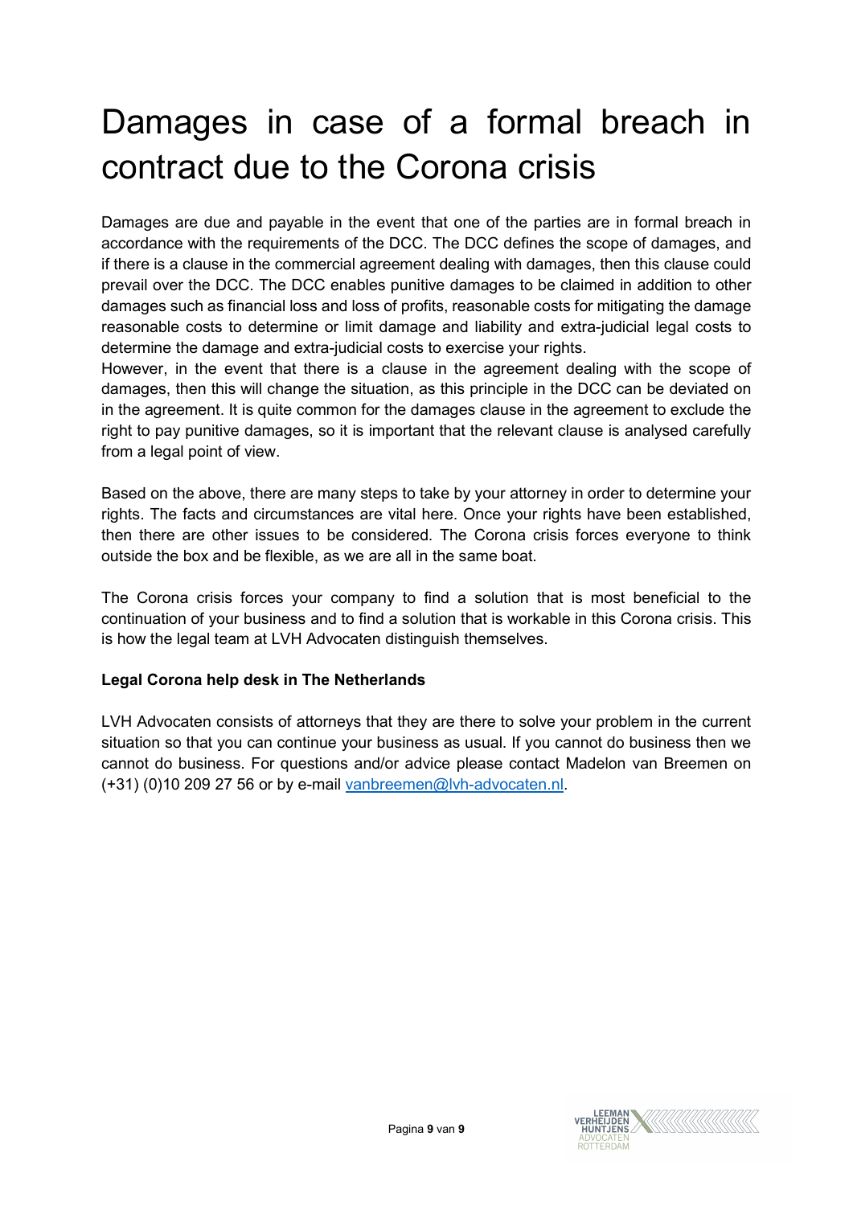# Damages in case of a formal breach in contract due to the Corona crisis

Damages are due and payable in the event that one of the parties are in formal breach in accordance with the requirements of the DCC. The DCC defines the scope of damages, and if there is a clause in the commercial agreement dealing with damages, then this clause could prevail over the DCC. The DCC enables punitive damages to be claimed in addition to other damages such as financial loss and loss of profits, reasonable costs for mitigating the damage reasonable costs to determine or limit damage and liability and extra-judicial legal costs to determine the damage and extra-judicial costs to exercise your rights.
However, in the event that there is a clause in the agreement dealing with the scope of damages, then this will change the situation, as this principle in the DCC can be deviated on in the agreement. It is quite common for the damages clause in the agreement to exclude the right to pay punitive damages, so it is important that the relevant clause is analysed carefully from a legal point of view.

Based on the above, there are many steps to take by your attorney in order to determine your rights. The facts and circumstances are vital here. Once your rights have been established, then there are other issues to be considered. The Corona crisis forces everyone to think outside the box and be flexible, as we are all in the same boat.

The Corona crisis forces your company to find a solution that is most beneficial to the continuation of your business and to find a solution that is workable in this Corona crisis. This is how the legal team at LVH Advocaten distinguish themselves.

**Legal Corona help desk in The Netherlands**

LVH Advocaten consists of attorneys that they are there to solve your problem in the current situation so that you can continue your business as usual. If you cannot do business then we cannot do business. For questions and/or advice please contact Madelon van Breemen on (+31) (0)10 209 27 56 or by e-mail vanbreemen@lvh-advocaten.nl.